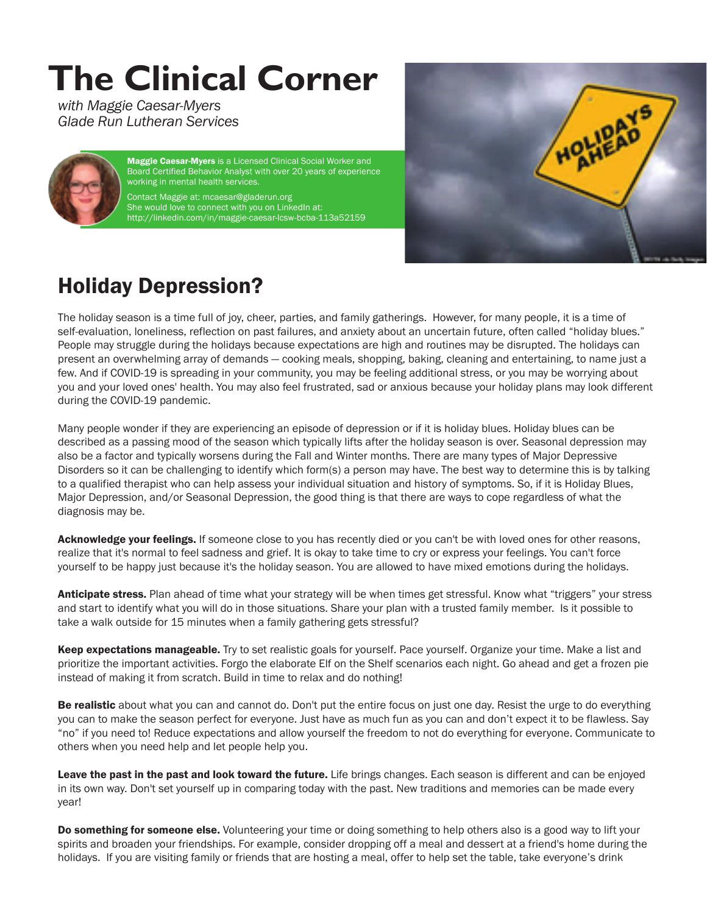# The Clinical Corner

*with Maggie Caesar-Myers*
*Glade Run Lutheran Services*

**Maggie Caesar-Myers** is a Licensed Clinical Social Worker and Board Certified Behavior Analyst with over 20 years of experience working in mental health services.

Contact Maggie at: mcaesar@gladerun.org
She would love to connect with you on LinkedIn at:
http://linkedin.com/in/maggie-caesar-lcsw-bcba-113a52159

## Holiday Depression?

The holiday season is a time full of joy, cheer, parties, and family gatherings. However, for many people, it is a time of self-evaluation, loneliness, reflection on past failures, and anxiety about an uncertain future, often called "holiday blues." People may struggle during the holidays because expectations are high and routines may be disrupted. The holidays can present an overwhelming array of demands — cooking meals, shopping, baking, cleaning and entertaining, to name just a few. And if COVID-19 is spreading in your community, you may be feeling additional stress, or you may be worrying about you and your loved ones' health. You may also feel frustrated, sad or anxious because your holiday plans may look different during the COVID-19 pandemic.

Many people wonder if they are experiencing an episode of depression or if it is holiday blues. Holiday blues can be described as a passing mood of the season which typically lifts after the holiday season is over. Seasonal depression may also be a factor and typically worsens during the Fall and Winter months. There are many types of Major Depressive Disorders so it can be challenging to identify which form(s) a person may have. The best way to determine this is by talking to a qualified therapist who can help assess your individual situation and history of symptoms. So, if it is Holiday Blues, Major Depression, and/or Seasonal Depression, the good thing is that there are ways to cope regardless of what the diagnosis may be.

**Acknowledge your feelings.** If someone close to you has recently died or you can't be with loved ones for other reasons, realize that it's normal to feel sadness and grief. It is okay to take time to cry or express your feelings. You can't force yourself to be happy just because it's the holiday season. You are allowed to have mixed emotions during the holidays.

**Anticipate stress.** Plan ahead of time what your strategy will be when times get stressful. Know what "triggers" your stress and start to identify what you will do in those situations. Share your plan with a trusted family member. Is it possible to take a walk outside for 15 minutes when a family gathering gets stressful?

**Keep expectations manageable.** Try to set realistic goals for yourself. Pace yourself. Organize your time. Make a list and prioritize the important activities. Forgo the elaborate Elf on the Shelf scenarios each night. Go ahead and get a frozen pie instead of making it from scratch. Build in time to relax and do nothing!

**Be realistic** about what you can and cannot do. Don't put the entire focus on just one day. Resist the urge to do everything you can to make the season perfect for everyone. Just have as much fun as you can and don't expect it to be flawless. Say "no" if you need to! Reduce expectations and allow yourself the freedom to not do everything for everyone. Communicate to others when you need help and let people help you.

**Leave the past in the past and look toward the future.** Life brings changes. Each season is different and can be enjoyed in its own way. Don't set yourself up in comparing today with the past. New traditions and memories can be made every year!

**Do something for someone else.** Volunteering your time or doing something to help others also is a good way to lift your spirits and broaden your friendships. For example, consider dropping off a meal and dessert at a friend's home during the holidays. If you are visiting family or friends that are hosting a meal, offer to help set the table, take everyone's drink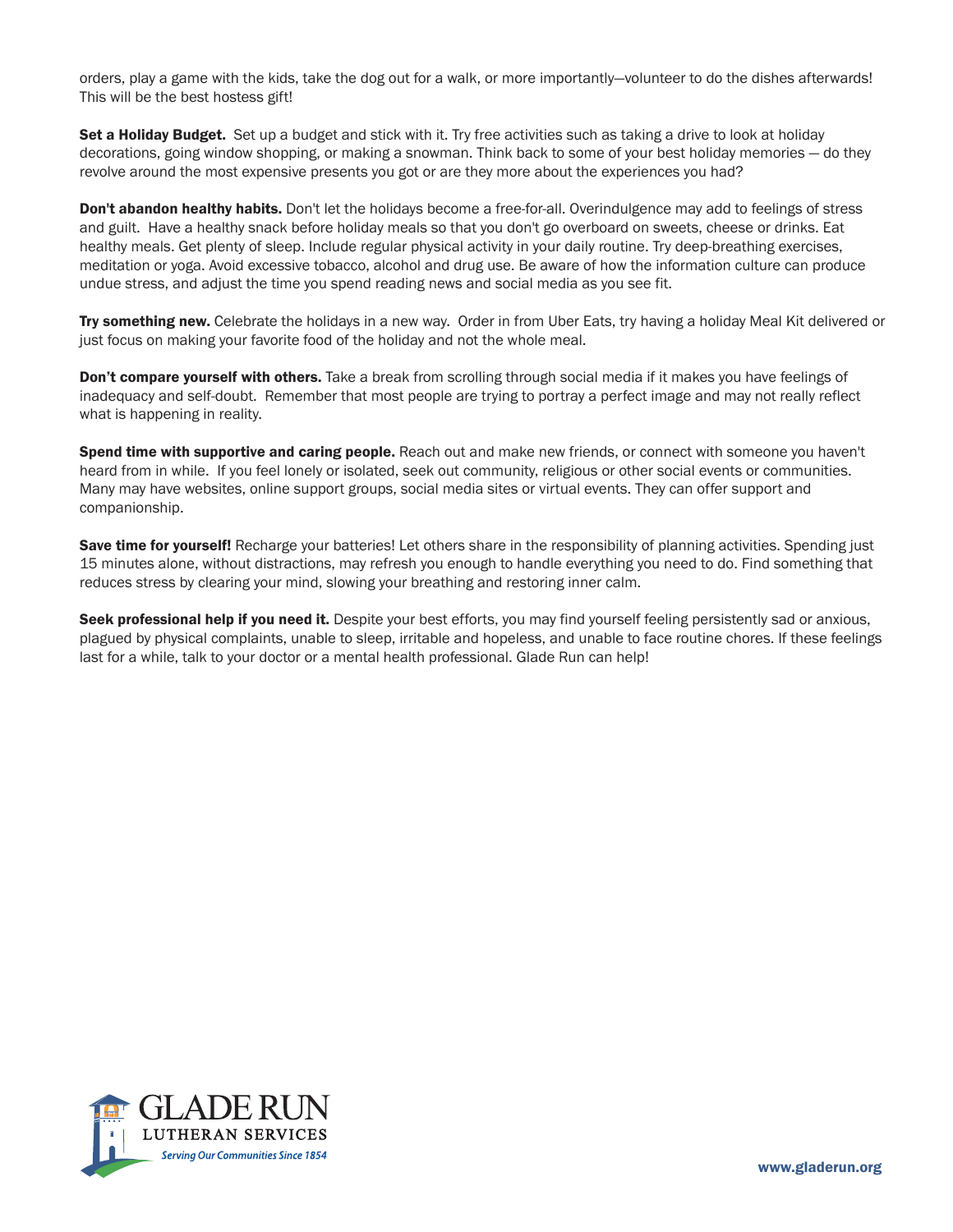orders, play a game with the kids, take the dog out for a walk, or more importantly—volunteer to do the dishes afterwards! This will be the best hostess gift!

**Set a Holiday Budget.** Set up a budget and stick with it. Try free activities such as taking a drive to look at holiday decorations, going window shopping, or making a snowman. Think back to some of your best holiday memories — do they revolve around the most expensive presents you got or are they more about the experiences you had?

**Don't abandon healthy habits.** Don't let the holidays become a free-for-all. Overindulgence may add to feelings of stress and guilt. Have a healthy snack before holiday meals so that you don't go overboard on sweets, cheese or drinks. Eat healthy meals. Get plenty of sleep. Include regular physical activity in your daily routine. Try deep-breathing exercises, meditation or yoga. Avoid excessive tobacco, alcohol and drug use. Be aware of how the information culture can produce undue stress, and adjust the time you spend reading news and social media as you see fit.

**Try something new.** Celebrate the holidays in a new way. Order in from Uber Eats, try having a holiday Meal Kit delivered or just focus on making your favorite food of the holiday and not the whole meal.

**Don't compare yourself with others.** Take a break from scrolling through social media if it makes you have feelings of inadequacy and self-doubt. Remember that most people are trying to portray a perfect image and may not really reflect what is happening in reality.

**Spend time with supportive and caring people.** Reach out and make new friends, or connect with someone you haven't heard from in while. If you feel lonely or isolated, seek out community, religious or other social events or communities. Many may have websites, online support groups, social media sites or virtual events. They can offer support and companionship.

**Save time for yourself!** Recharge your batteries! Let others share in the responsibility of planning activities. Spending just 15 minutes alone, without distractions, may refresh you enough to handle everything you need to do. Find something that reduces stress by clearing your mind, slowing your breathing and restoring inner calm.

**Seek professional help if you need it.** Despite your best efforts, you may find yourself feeling persistently sad or anxious, plagued by physical complaints, unable to sleep, irritable and hopeless, and unable to face routine chores. If these feelings last for a while, talk to your doctor or a mental health professional. Glade Run can help!

GLADE RUN
LUTHERAN SERVICES
*Serving Our Communities Since 1854*

www.gladerun.org